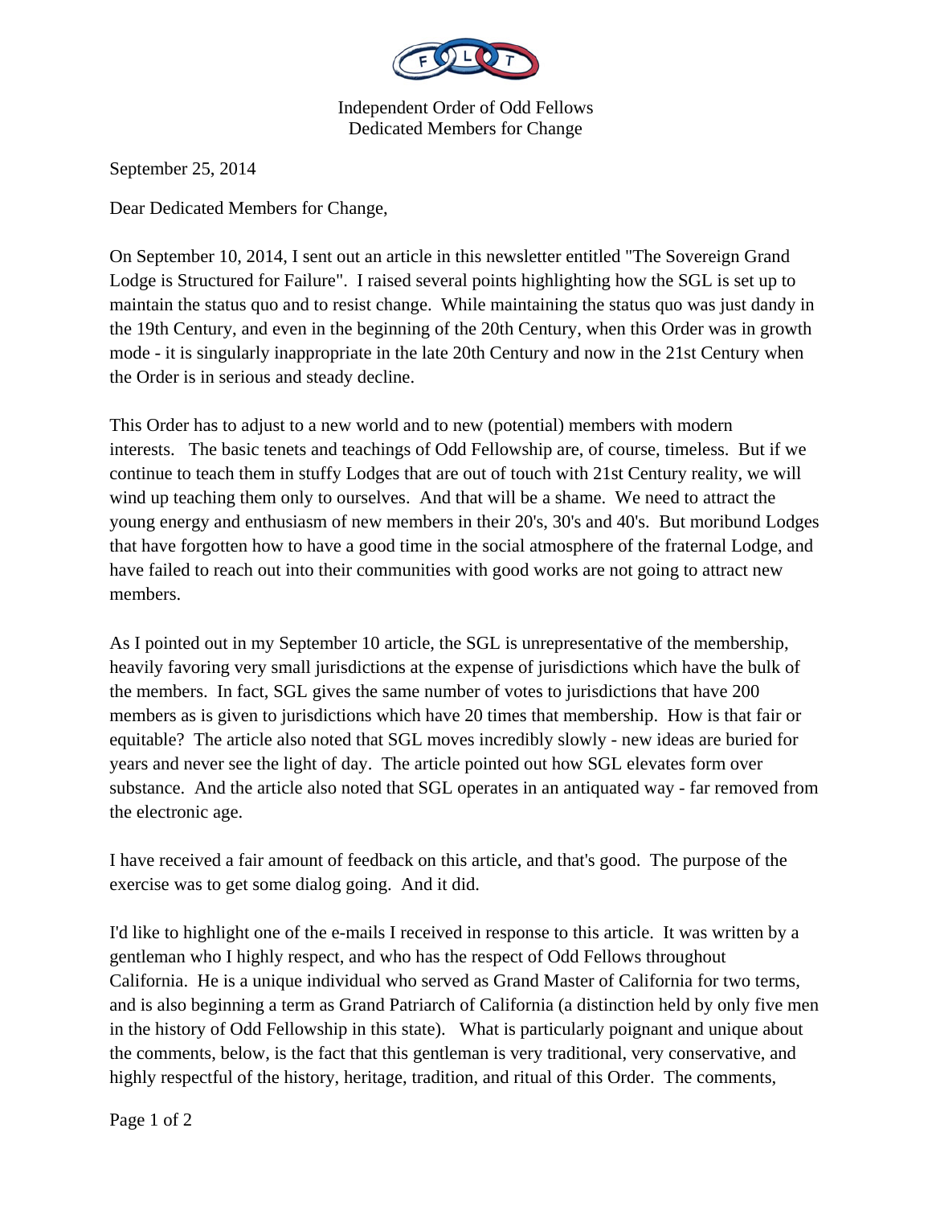Independent Order of Odd Fellows
Dedicated Members for Change

September 25, 2014

Dear Dedicated Members for Change,

On September 10, 2014, I sent out an article in this newsletter entitled "The Sovereign Grand Lodge is Structured for Failure". I raised several points highlighting how the SGL is set up to maintain the status quo and to resist change. While maintaining the status quo was just dandy in the 19th Century, and even in the beginning of the 20th Century, when this Order was in growth mode - it is singularly inappropriate in the late 20th Century and now in the 21st Century when the Order is in serious and steady decline.

This Order has to adjust to a new world and to new (potential) members with modern interests. The basic tenets and teachings of Odd Fellowship are, of course, timeless. But if we continue to teach them in stuffy Lodges that are out of touch with 21st Century reality, we will wind up teaching them only to ourselves. And that will be a shame. We need to attract the young energy and enthusiasm of new members in their 20's, 30's and 40's. But moribund Lodges that have forgotten how to have a good time in the social atmosphere of the fraternal Lodge, and have failed to reach out into their communities with good works are not going to attract new members.

As I pointed out in my September 10 article, the SGL is unrepresentative of the membership, heavily favoring very small jurisdictions at the expense of jurisdictions which have the bulk of the members. In fact, SGL gives the same number of votes to jurisdictions that have 200 members as is given to jurisdictions which have 20 times that membership. How is that fair or equitable? The article also noted that SGL moves incredibly slowly - new ideas are buried for years and never see the light of day. The article pointed out how SGL elevates form over substance. And the article also noted that SGL operates in an antiquated way - far removed from the electronic age.

I have received a fair amount of feedback on this article, and that's good. The purpose of the exercise was to get some dialog going. And it did.

I'd like to highlight one of the e-mails I received in response to this article. It was written by a gentleman who I highly respect, and who has the respect of Odd Fellows throughout California. He is a unique individual who served as Grand Master of California for two terms, and is also beginning a term as Grand Patriarch of California (a distinction held by only five men in the history of Odd Fellowship in this state). What is particularly poignant and unique about the comments, below, is the fact that this gentleman is very traditional, very conservative, and highly respectful of the history, heritage, tradition, and ritual of this Order. The comments,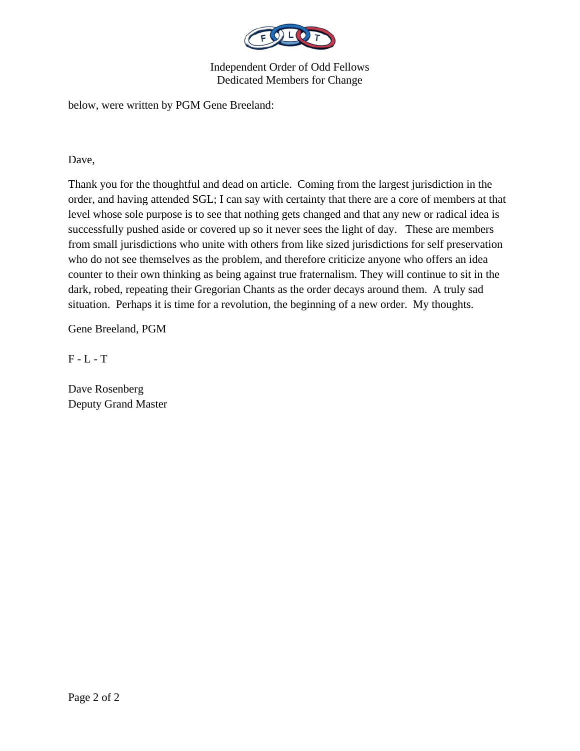below, were written by PGM Gene Breeland:

Dave,

Thank you for the thoughtful and dead on article. Coming from the largest jurisdiction in the order, and having attended SGL; I can say with certainty that there are a core of members at that level whose sole purpose is to see that nothing gets changed and that any new or radical idea is successfully pushed aside or covered up so it never sees the light of day. These are members from small jurisdictions who unite with others from like sized jurisdictions for self preservation who do not see themselves as the problem, and therefore criticize anyone who offers an idea counter to their own thinking as being against true fraternalism. They will continue to sit in the dark, robed, repeating their Gregorian Chants as the order decays around them. A truly sad situation. Perhaps it is time for a revolution, the beginning of a new order. My thoughts.

Gene Breeland, PGM

F - L - T

Dave Rosenberg
Deputy Grand Master